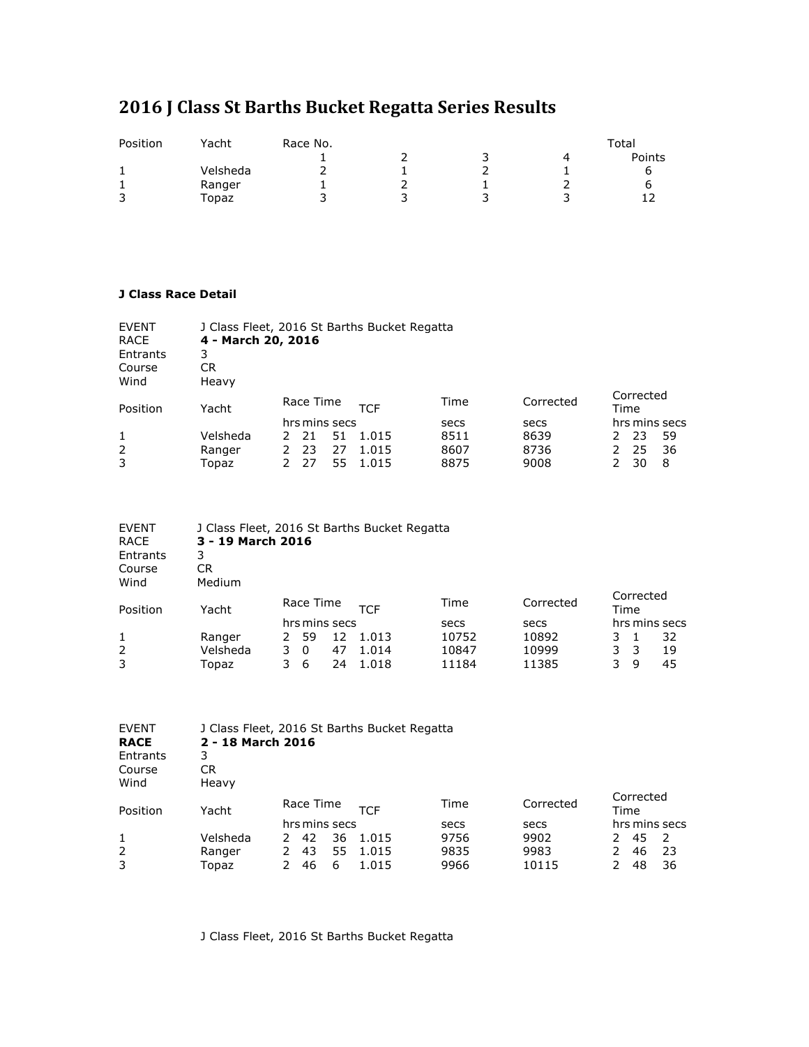# 2016 J Class St Barths Bucket Regatta Series Results

| Position | Yacht | Race No. 1 | 2 | 3 | 4 | Total Points |
|---|---|---|---|---|---|---|
| 1 | Velsheda | 2 | 1 | 2 | 1 | 6 |
| 1 | Ranger | 1 | 2 | 1 | 2 | 6 |
| 3 | Topaz | 3 | 3 | 3 | 3 | 12 |

**J Class Race Detail**

EVENT J Class Fleet, 2016 St Barths Bucket Regatta
RACE **4 - March 20, 2016**
Entrants 3
Course CR
Wind Heavy

| Position | Yacht | Race Time hrs | mins | secs | TCF | Time secs | Corrected secs | Corrected Time hrs | mins | secs |
|---|---|---|---|---|---|---|---|---|---|---|
| 1 | Velsheda | 2 | 21 | 51 | 1.015 | 8511 | 8639 | 2 | 23 | 59 |
| 2 | Ranger | 2 | 23 | 27 | 1.015 | 8607 | 8736 | 2 | 25 | 36 |
| 3 | Topaz | 2 | 27 | 55 | 1.015 | 8875 | 9008 | 2 | 30 | 8 |

EVENT J Class Fleet, 2016 St Barths Bucket Regatta
RACE **3 - 19 March 2016**
Entrants 3
Course CR
Wind Medium

| Position | Yacht | Race Time hrs | mins | secs | TCF | Time secs | Corrected secs | Corrected Time hrs | mins | secs |
|---|---|---|---|---|---|---|---|---|---|---|
| 1 | Ranger | 2 | 59 | 12 | 1.013 | 10752 | 10892 | 3 | 1 | 32 |
| 2 | Velsheda | 3 | 0 | 47 | 1.014 | 10847 | 10999 | 3 | 3 | 19 |
| 3 | Topaz | 3 | 6 | 24 | 1.018 | 11184 | 11385 | 3 | 9 | 45 |

EVENT J Class Fleet, 2016 St Barths Bucket Regatta
**RACE** **2 - 18 March 2016**
Entrants 3
Course CR
Wind Heavy

| Position | Yacht | Race Time hrs | mins | secs | TCF | Time secs | Corrected secs | Corrected Time hrs | mins | secs |
|---|---|---|---|---|---|---|---|---|---|---|
| 1 | Velsheda | 2 | 42 | 36 | 1.015 | 9756 | 9902 | 2 | 45 | 2 |
| 2 | Ranger | 2 | 43 | 55 | 1.015 | 9835 | 9983 | 2 | 46 | 23 |
| 3 | Topaz | 2 | 46 | 6 | 1.015 | 9966 | 10115 | 2 | 48 | 36 |

J Class Fleet, 2016 St Barths Bucket Regatta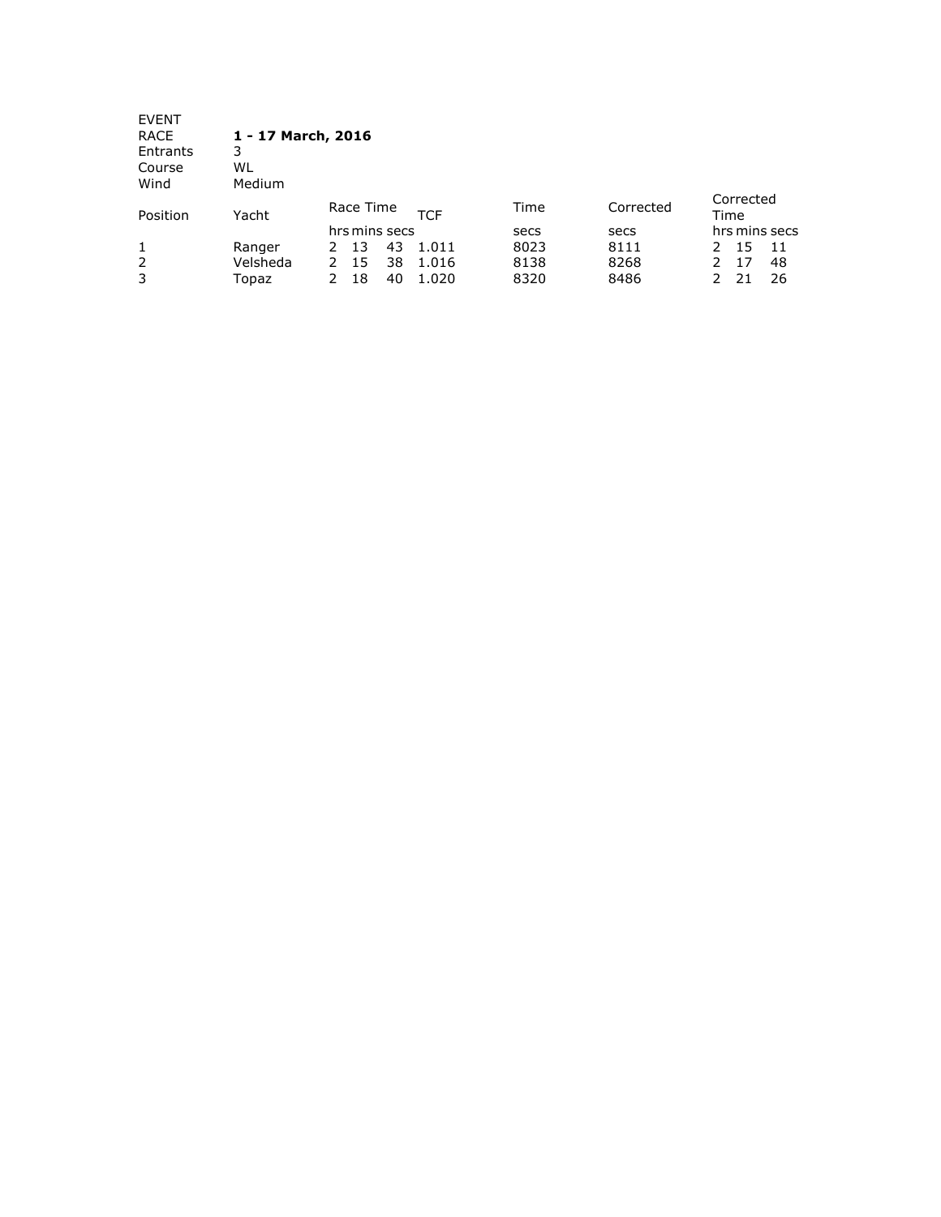| | |
|---|---|
| EVENT | |
| RACE | **1 - 17 March, 2016** |
| Entrants | 3 |
| Course | WL |
| Wind | Medium |

| Position | Yacht | Race Time | | | TCF | Time | Corrected | Corrected Time | | |
|---|---|---|---|---|---|---|---|---|---|---|
| | | hrs | mins | secs | | secs | secs | hrs | mins | secs |
| 1 | Ranger | 2 | 13 | 43 | 1.011 | 8023 | 8111 | 2 | 15 | 11 |
| 2 | Velsheda | 2 | 15 | 38 | 1.016 | 8138 | 8268 | 2 | 17 | 48 |
| 3 | Topaz | 2 | 18 | 40 | 1.020 | 8320 | 8486 | 2 | 21 | 26 |